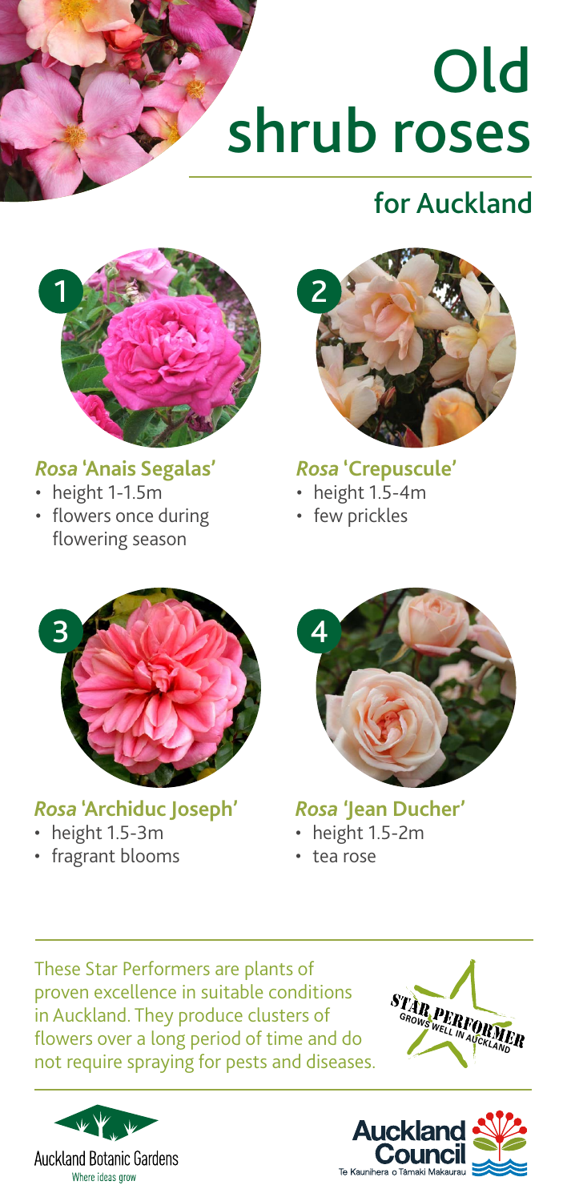# Old shrub roses

## for Auckland

1

### *Rosa* 'Anais Segalas'

- height 1-1.5m
- flowers once during flowering season

2

### *Rosa* 'Crepuscule'

- height 1.5-4m
- few prickles

3

### *Rosa* 'Archiduc Joseph'

- height 1.5-3m
- fragrant blooms

4

### *Rosa* 'Jean Ducher'

- height 1.5-2m
- tea rose

These Star Performers are plants of proven excellence in suitable conditions in Auckland. They produce clusters of flowers over a long period of time and do not require spraying for pests and diseases.

STAR PERFORMER
GROWS WELL IN AUCKLAND

Auckland Botanic Gardens
Where ideas grow

Auckland Council
Te Kaunihera o Tāmaki Makaurau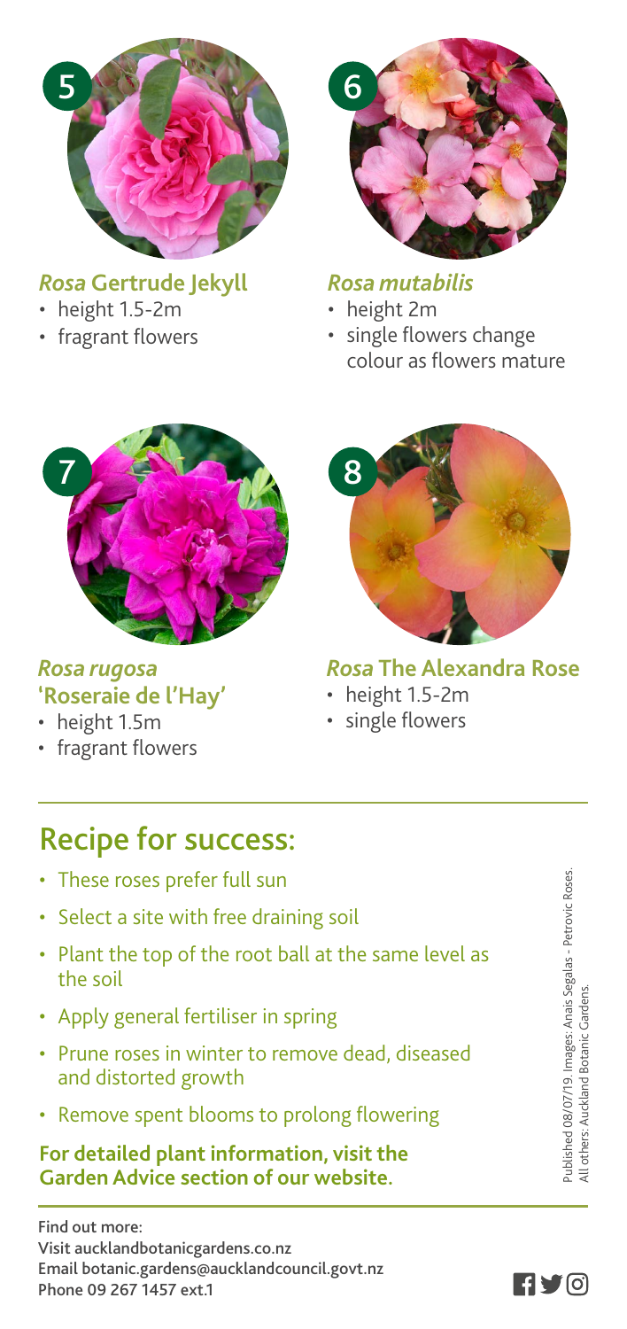**5**

### *Rosa* Gertrude Jekyll

- height 1.5-2m
- fragrant flowers

**6**

### *Rosa mutabilis*

- height 2m
- single flowers change colour as flowers mature

**7**

### *Rosa rugosa* 'Roseraie de l'Hay'

- height 1.5m
- fragrant flowers

**8**

### *Rosa* The Alexandra Rose

- height 1.5-2m
- single flowers

## Recipe for success:

- These roses prefer full sun
- Select a site with free draining soil
- Plant the top of the root ball at the same level as the soil
- Apply general fertiliser in spring
- Prune roses in winter to remove dead, diseased and distorted growth
- Remove spent blooms to prolong flowering

**For detailed plant information, visit the Garden Advice section of our website.**

Published 08/07/19. Images: Anais Segalas - Petrovic Roses. All others: Auckland Botanic Gardens.

Find out more:
Visit aucklandbotanicgardens.co.nz
Email botanic.gardens@aucklandcouncil.govt.nz
Phone 09 267 1457 ext.1